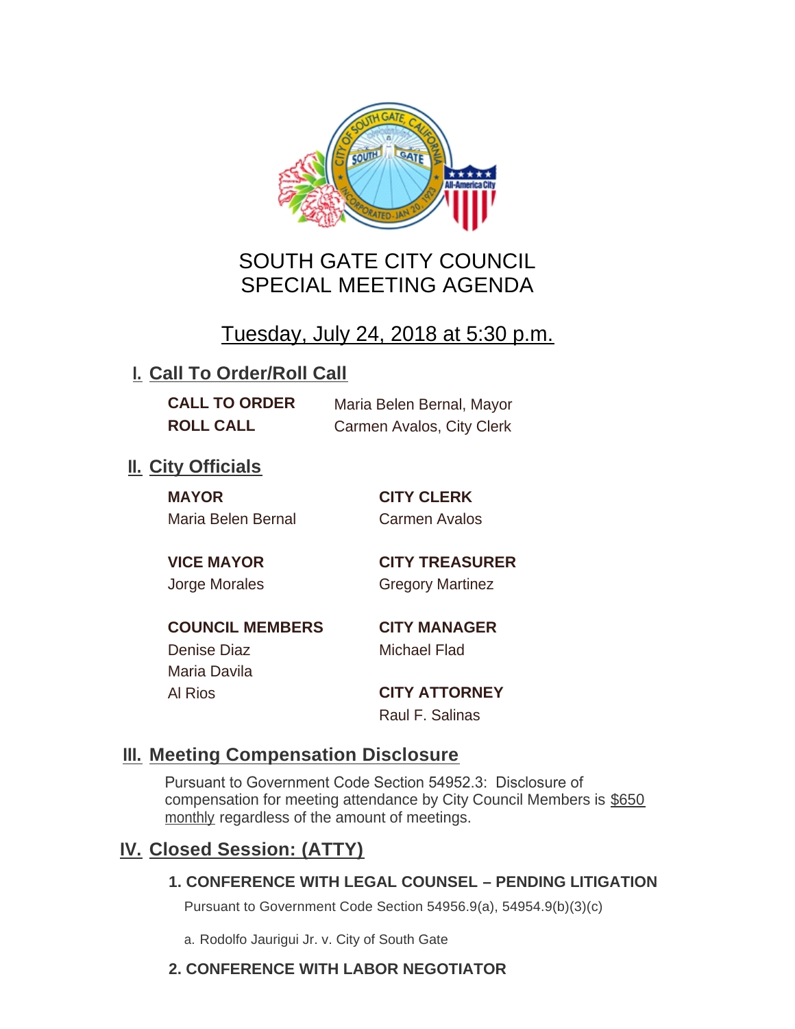# SOUTH GATE CITY COUNCIL
# SPECIAL MEETING AGENDA

## Tuesday, July 24, 2018 at 5:30 p.m.

## I. Call To Order/Roll Call

**CALL TO ORDER** Maria Belen Bernal, Mayor
**ROLL CALL** Carmen Avalos, City Clerk

## II. City Officials

**MAYOR**
Maria Belen Bernal

**VICE MAYOR**
Jorge Morales

**COUNCIL MEMBERS**
Denise Diaz
Maria Davila
Al Rios

**CITY CLERK**
Carmen Avalos

**CITY TREASURER**
Gregory Martinez

**CITY MANAGER**
Michael Flad

**CITY ATTORNEY**
Raul F. Salinas

## III. Meeting Compensation Disclosure

Pursuant to Government Code Section 54952.3: Disclosure of compensation for meeting attendance by City Council Members is $650 monthly regardless of the amount of meetings.

## IV. Closed Session: (ATTY)

### 1. CONFERENCE WITH LEGAL COUNSEL – PENDING LITIGATION

Pursuant to Government Code Section 54956.9(a), 54954.9(b)(3)(c)

a. Rodolfo Jaurigui Jr. v. City of South Gate

### 2. CONFERENCE WITH LABOR NEGOTIATOR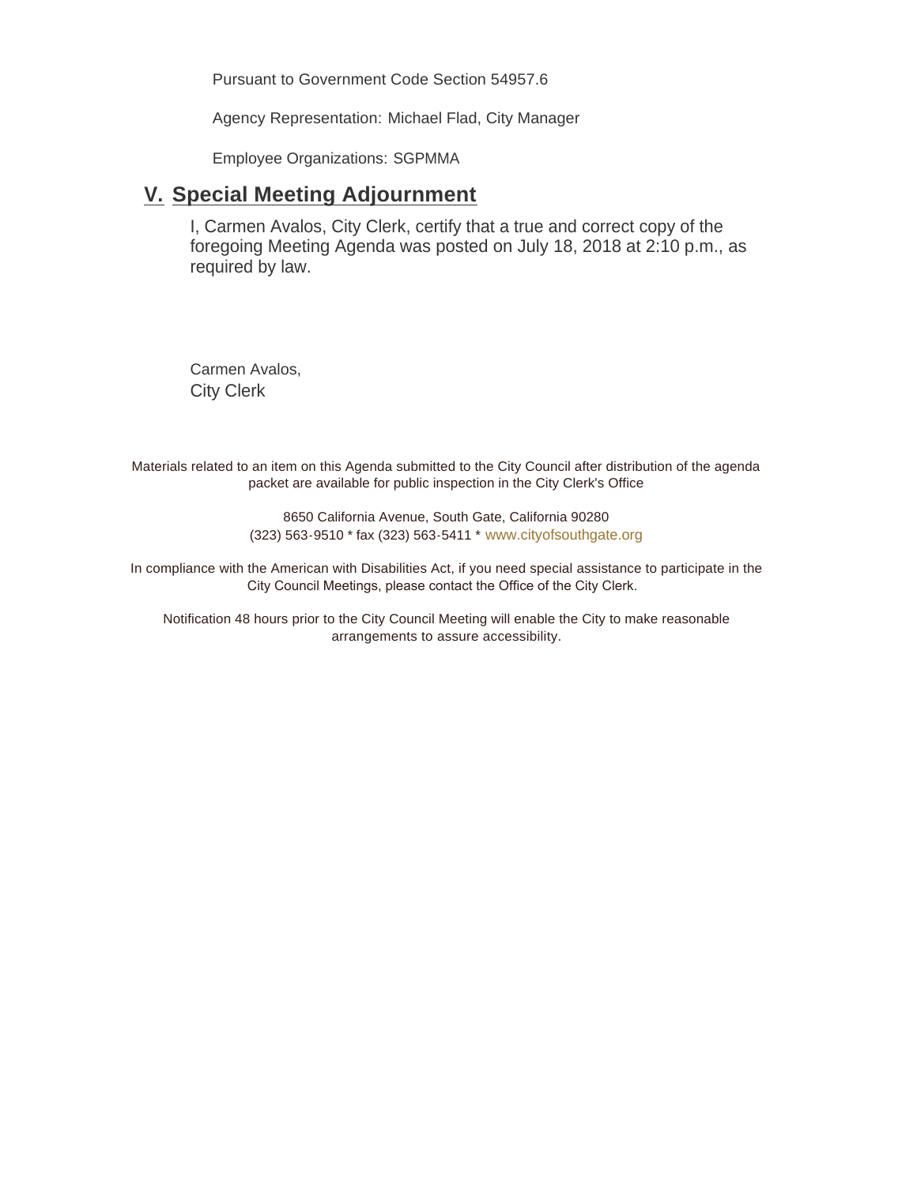Pursuant to Government Code Section 54957.6

Agency Representation: Michael Flad, City Manager

Employee Organizations: SGPMMA

## V. Special Meeting Adjournment

I, Carmen Avalos, City Clerk, certify that a true and correct copy of the foregoing Meeting Agenda was posted on July 18, 2018 at 2:10 p.m., as required by law.

Carmen Avalos,
City Clerk

Materials related to an item on this Agenda submitted to the City Council after distribution of the agenda packet are available for public inspection in the City Clerk's Office

8650 California Avenue, South Gate, California 90280
(323) 563-9510 * fax (323) 563-5411 * www.cityofsouthgate.org

In compliance with the American with Disabilities Act, if you need special assistance to participate in the City Council Meetings, please contact the Office of the City Clerk.

Notification 48 hours prior to the City Council Meeting will enable the City to make reasonable arrangements to assure accessibility.